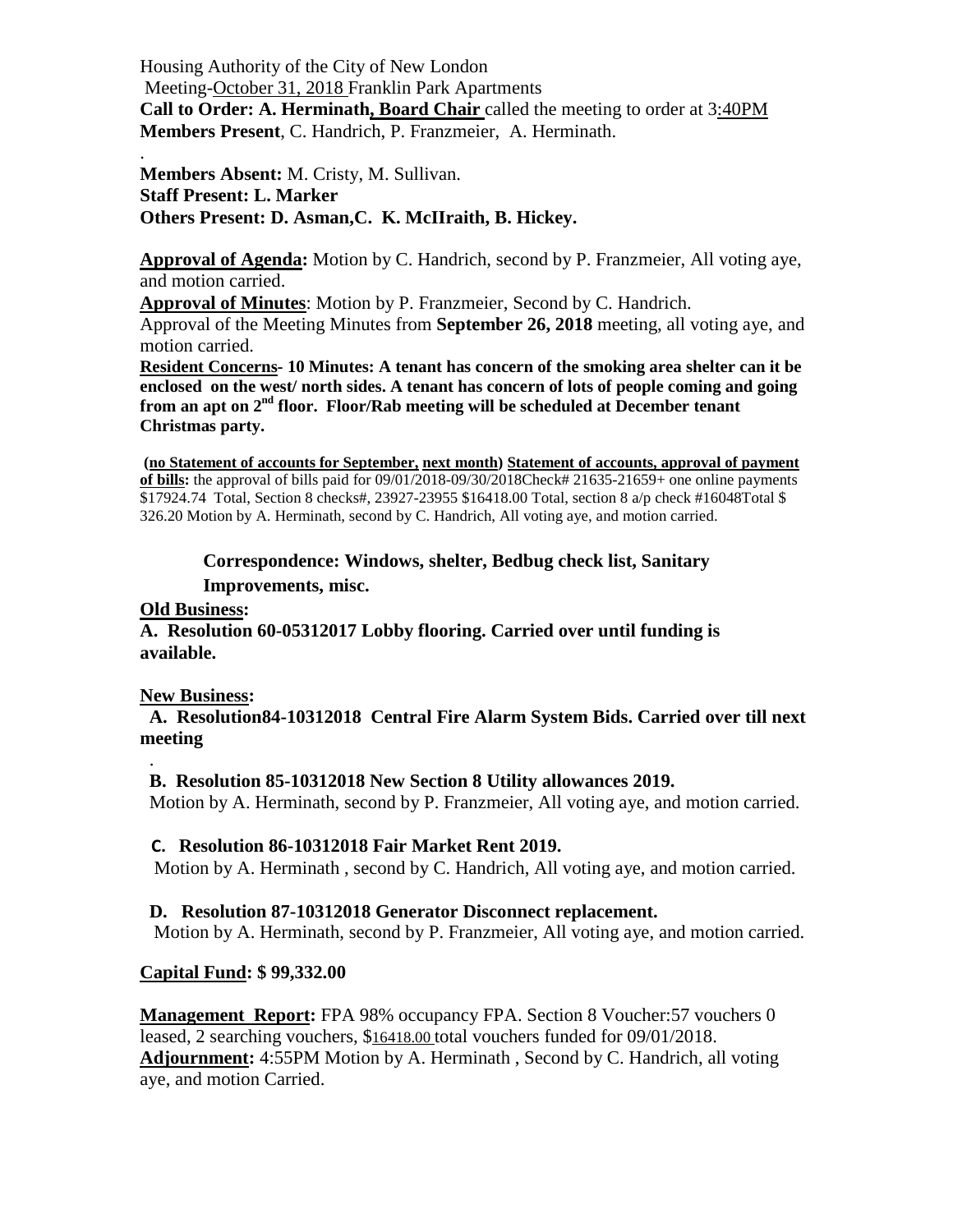Housing Authority of the City of New London

Meeting-October 31, 2018 Franklin Park Apartments

**Call to Order: A. Herminath, Board Chair** called the meeting to order at 3:40PM

**Members Present**, C. Handrich, P. Franzmeier, A. Herminath.

.

**Members Absent:** M. Cristy, M. Sullivan.

**Staff Present: L. Marker**

**Others Present: D. Asman,C. K. McIIraith, B. Hickey.**

**Approval of Agenda:** Motion by C. Handrich, second by P. Franzmeier, All voting aye, and motion carried.

**Approval of Minutes**: Motion by P. Franzmeier, Second by C. Handrich.

Approval of the Meeting Minutes from **September 26, 2018** meeting, all voting aye, and motion carried.

**Resident Concerns- 10 Minutes: A tenant has concern of the smoking area shelter can it be enclosed on the west/ north sides. A tenant has concern of lots of people coming and going from an apt on 2nd floor. Floor/Rab meeting will be scheduled at December tenant Christmas party.**

**(no Statement of accounts for September, next month) Statement of accounts, approval of payment of bills:** the approval of bills paid for 09/01/2018-09/30/2018Check# 21635-21659+ one online payments $17924.74 Total, Section 8 checks#, 23927-23955 $16418.00 Total, section 8 a/p check #16048Total $ 326.20 Motion by A. Herminath, second by C. Handrich, All voting aye, and motion carried.

**Correspondence: Windows, shelter, Bedbug check list, Sanitary Improvements, misc.**

**Old Business:**

**A. Resolution 60-05312017 Lobby flooring. Carried over until funding is available.**

**New Business:**

**A. Resolution84-10312018 Central Fire Alarm System Bids. Carried over till next meeting**

.

**B. Resolution 85-10312018 New Section 8 Utility allowances 2019.**

Motion by A. Herminath, second by P. Franzmeier, All voting aye, and motion carried.

**C. Resolution 86-10312018 Fair Market Rent 2019.**

Motion by A. Herminath , second by C. Handrich, All voting aye, and motion carried.

**D. Resolution 87-10312018 Generator Disconnect replacement.**

Motion by A. Herminath, second by P. Franzmeier, All voting aye, and motion carried.

**Capital Fund: $ 99,332.00**

**Management Report:** FPA 98% occupancy FPA. Section 8 Voucher:57 vouchers 0 leased, 2 searching vouchers, $16418.00 total vouchers funded for 09/01/2018.

**Adjournment:** 4:55PM Motion by A. Herminath , Second by C. Handrich, all voting aye, and motion Carried.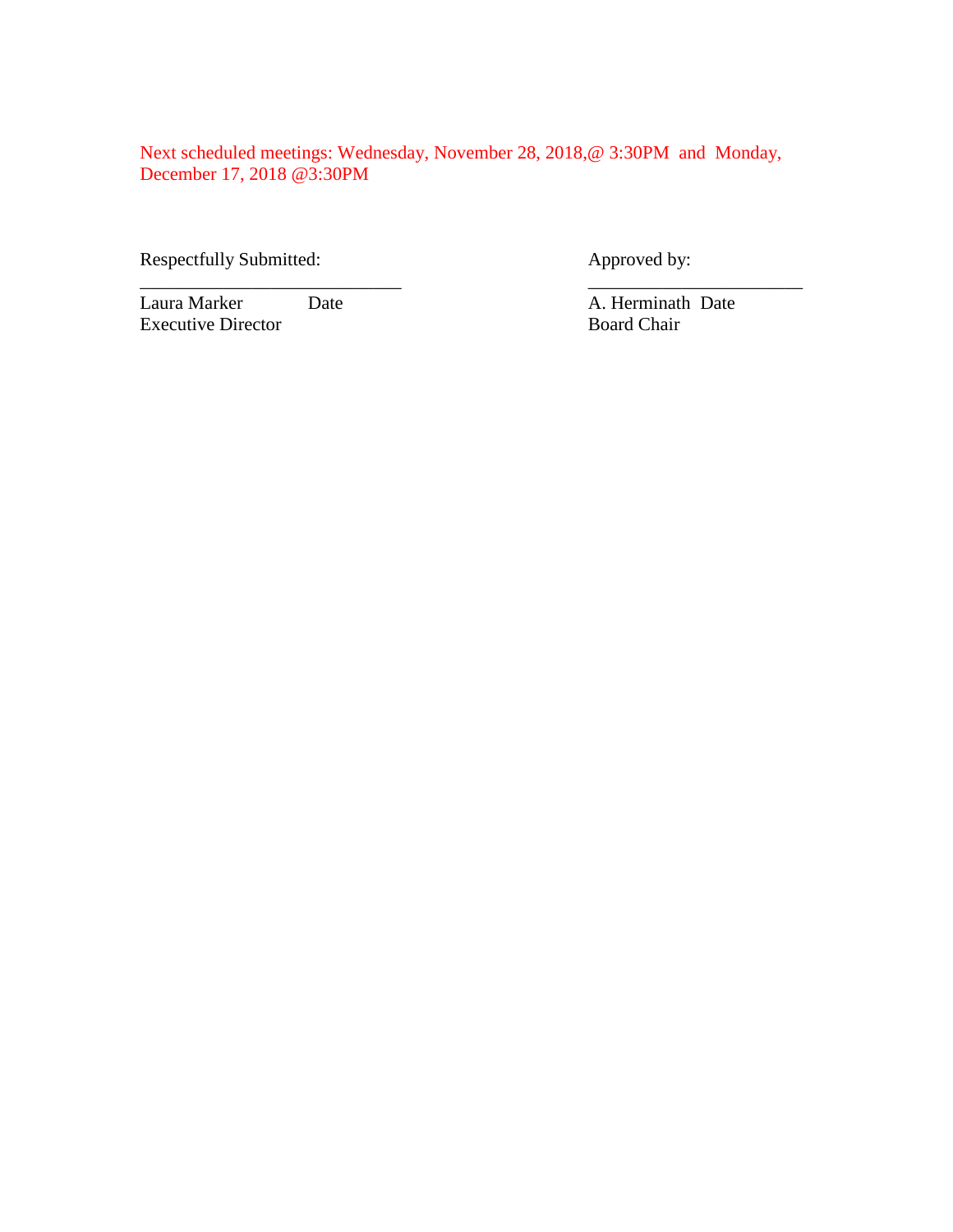Next scheduled meetings: Wednesday, November 28, 2018,@ 3:30PM and Monday, December 17, 2018 @3:30PM

Respectfully Submitted:

\_\_\_\_\_\_\_\_\_\_\_\_\_\_\_\_\_\_\_\_\_\_\_\_\_\_\_\_
Laura Marker Date
Executive Director

Approved by:

\_\_\_\_\_\_\_\_\_\_\_\_\_\_\_\_\_\_\_\_\_\_\_\_\_\_\_\_
A. Herminath Date
Board Chair